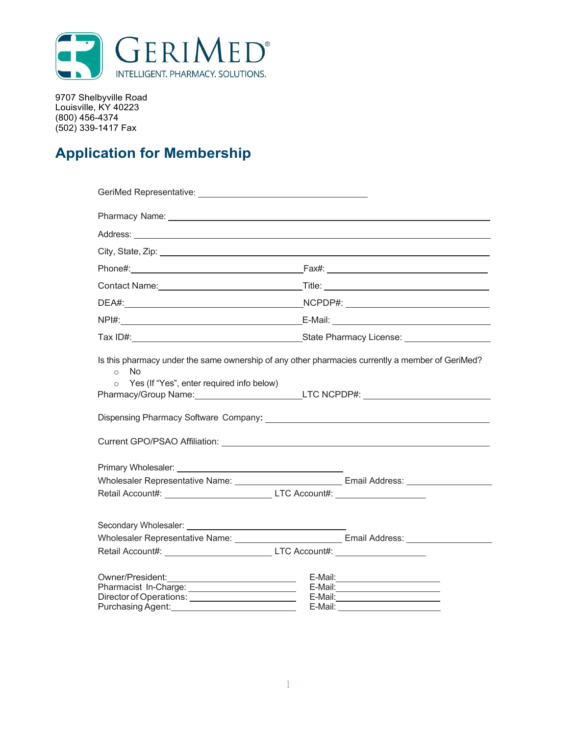GERIMED®
INTELLIGENT. PHARMACY. SOLUTIONS.

9707 Shelbyville Road
Louisville, KY 40223
(800) 456-4374
(502) 339-1417 Fax

# Application for Membership

GeriMed Representative: ______________________

Pharmacy Name: ______________________

Address: ______________________

City, State, Zip: ______________________

Phone#: ______________________ Fax#: ______________________

Contact Name: ______________________ Title: ______________________

DEA#: ______________________ NCPDP#: ______________________

NPI#: ______________________ E-Mail: ______________________

Tax ID#: ______________________ State Pharmacy License: ______________________

Is this pharmacy under the same ownership of any other pharmacies currently a member of GeriMed?

- No
- Yes (If "Yes", enter required info below)

Pharmacy/Group Name: ______________________ LTC NCPDP#: ______________________

Dispensing Pharmacy Software Company: ______________________

Current GPO/PSAO Affiliation: ______________________

Primary Wholesaler: ______________________
Wholesaler Representative Name: ______________________ Email Address: ______________________
Retail Account#: ______________________ LTC Account#: ______________________

Secondary Wholesaler: ______________________
Wholesaler Representative Name: ______________________ Email Address: ______________________
Retail Account#: ______________________ LTC Account#: ______________________

Owner/President: ______________________ E-Mail: ______________________
Pharmacist In-Charge: ______________________ E-Mail: ______________________
Director of Operations: ______________________ E-Mail: ______________________
Purchasing Agent: ______________________ E-Mail: ______________________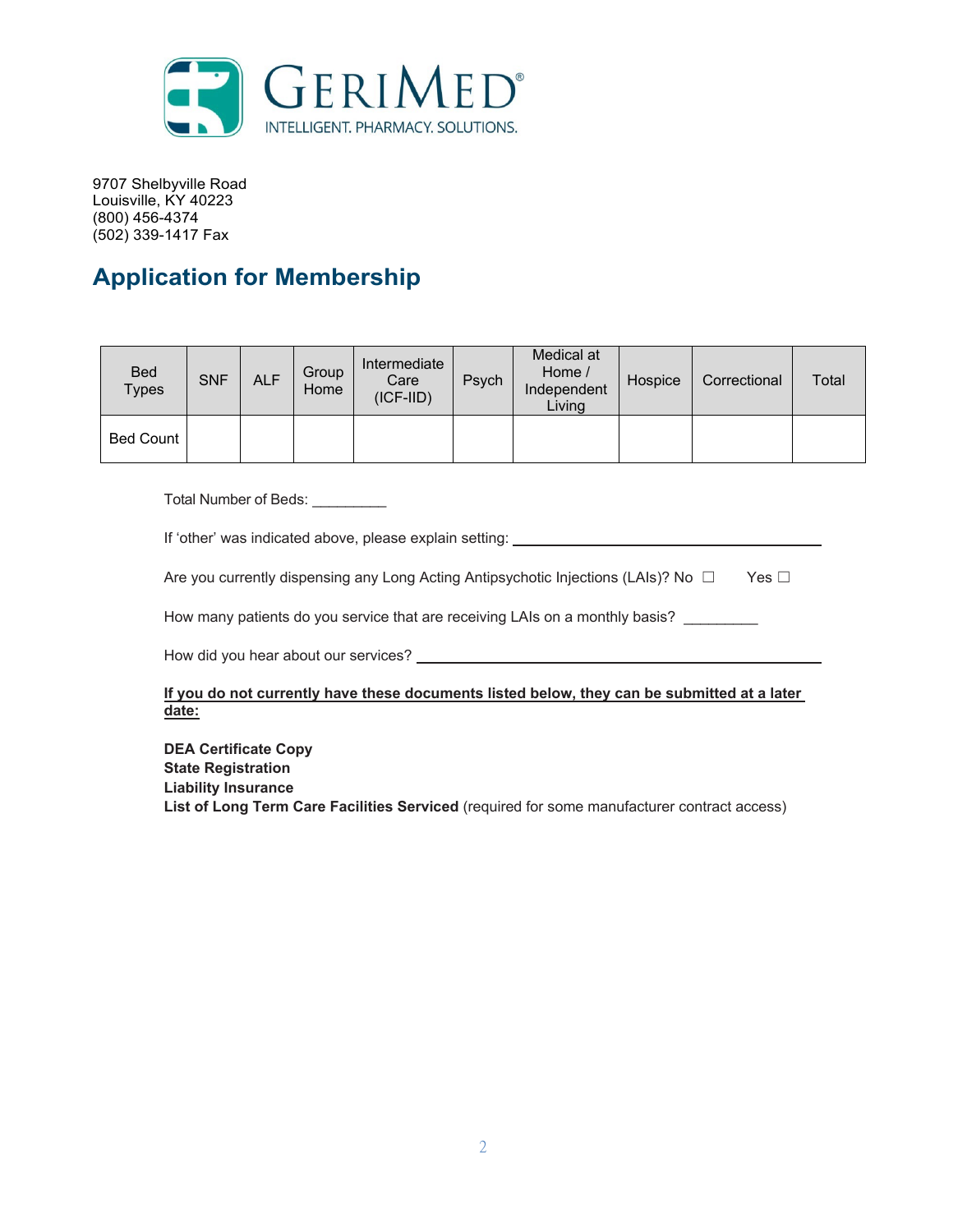GERIMED®
INTELLIGENT. PHARMACY. SOLUTIONS.

9707 Shelbyville Road
Louisville, KY 40223
(800) 456-4374
(502) 339-1417 Fax

## Application for Membership

| Bed Types | SNF | ALF | Group Home | Intermediate Care (ICF-IID) | Psych | Medical at Home / Independent Living | Hospice | Correctional | Total |
|---|---|---|---|---|---|---|---|---|---|
| Bed Count | | | | | | | | | |

Total Number of Beds: _________

If 'other' was indicated above, please explain setting: ______________________________

Are you currently dispensing any Long Acting Antipsychotic Injections (LAIs)? No ☐ Yes ☐

How many patients do you service that are receiving LAIs on a monthly basis? _________

How did you hear about our services? ______________________________

**If you do not currently have these documents listed below, they can be submitted at a later date:**

**DEA Certificate Copy**
**State Registration**
**Liability Insurance**
**List of Long Term Care Facilities Serviced** (required for some manufacturer contract access)